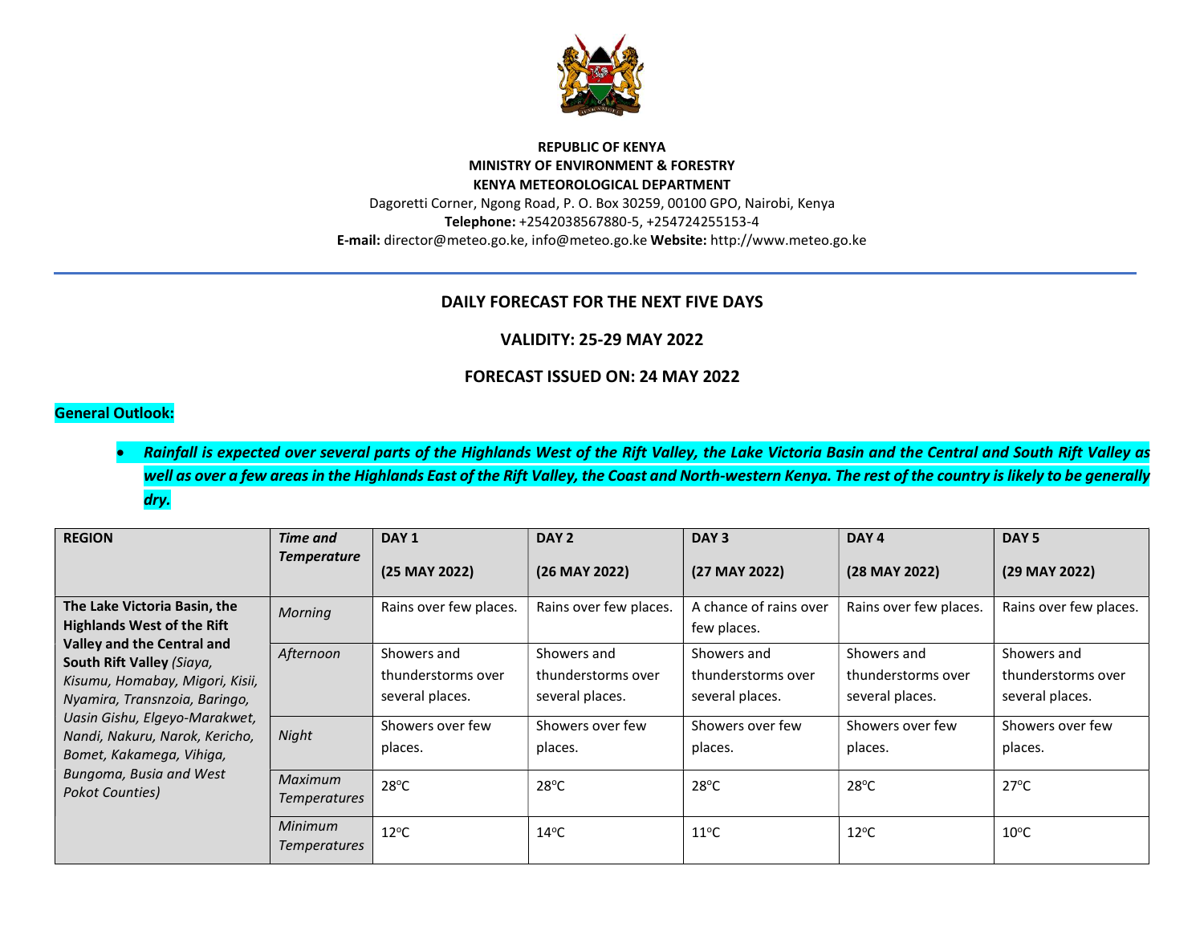**REPUBLIC OF KENYA**
**MINISTRY OF ENVIRONMENT & FORESTRY**
**KENYA METEOROLOGICAL DEPARTMENT**
Dagoretti Corner, Ngong Road, P. O. Box 30259, 00100 GPO, Nairobi, Kenya
**Telephone:** +2542038567880-5, +254724255153-4
**E-mail:** director@meteo.go.ke, info@meteo.go.ke **Website:** http://www.meteo.go.ke

---

## DAILY FORECAST FOR THE NEXT FIVE DAYS

### VALIDITY: 25-29 MAY 2022

### FORECAST ISSUED ON: 24 MAY 2022

**General Outlook:**

- ***Rainfall is expected over several parts of the Highlands West of the Rift Valley, the Lake Victoria Basin and the Central and South Rift Valley as well as over a few areas in the Highlands East of the Rift Valley, the Coast and North-western Kenya. The rest of the country is likely to be generally dry.***

| REGION | *Time and Temperature* | DAY 1 (25 MAY 2022) | DAY 2 (26 MAY 2022) | DAY 3 (27 MAY 2022) | DAY 4 (28 MAY 2022) | DAY 5 (29 MAY 2022) |
|---|---|---|---|---|---|---|
| **The Lake Victoria Basin, the Highlands West of the Rift Valley and the Central and South Rift Valley** *(Siaya, Kisumu, Homabay, Migori, Kisii, Nyamira, Transnzoia, Baringo, Uasin Gishu, Elgeyo-Marakwet, Nandi, Nakuru, Narok, Kericho, Bomet, Kakamega, Vihiga, Bungoma, Busia and West Pokot Counties)* | *Morning* | Rains over few places. | Rains over few places. | A chance of rains over few places. | Rains over few places. | Rains over few places. |
| | *Afternoon* | Showers and thunderstorms over several places. | Showers and thunderstorms over several places. | Showers and thunderstorms over several places. | Showers and thunderstorms over several places. | Showers and thunderstorms over several places. |
| | *Night* | Showers over few places. | Showers over few places. | Showers over few places. | Showers over few places. | Showers over few places. |
| | *Maximum Temperatures* | 28°C | 28°C | 28°C | 28°C | 27°C |
| | *Minimum Temperatures* | 12°C | 14°C | 11°C | 12°C | 10°C |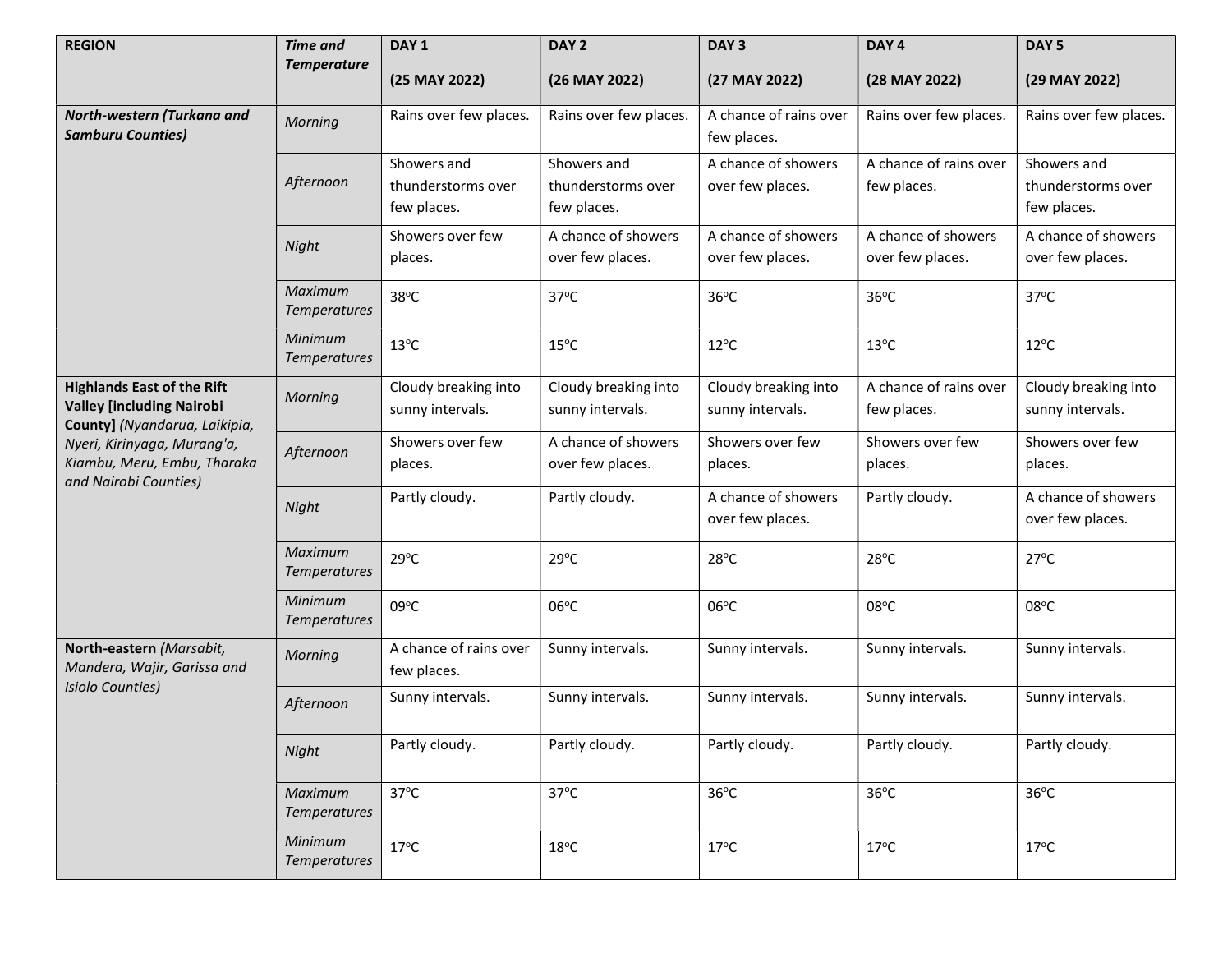| REGION | *Time and Temperature* | DAY 1 (25 MAY 2022) | DAY 2 (26 MAY 2022) | DAY 3 (27 MAY 2022) | DAY 4 (28 MAY 2022) | DAY 5 (29 MAY 2022) |
|---|---|---|---|---|---|---|
| ***North-western (Turkana and Samburu Counties)*** | *Morning* | Rains over few places. | Rains over few places. | A chance of rains over few places. | Rains over few places. | Rains over few places. |
| | *Afternoon* | Showers and thunderstorms over few places. | Showers and thunderstorms over few places. | A chance of showers over few places. | A chance of rains over few places. | Showers and thunderstorms over few places. |
| | *Night* | Showers over few places. | A chance of showers over few places. | A chance of showers over few places. | A chance of showers over few places. | A chance of showers over few places. |
| | *Maximum Temperatures* | 38°C | 37°C | 36°C | 36°C | 37°C |
| | *Minimum Temperatures* | 13°C | 15°C | 12°C | 13°C | 12°C |
| **Highlands East of the Rift Valley [including Nairobi County]** *(Nyandarua, Laikipia, Nyeri, Kirinyaga, Murang'a, Kiambu, Meru, Embu, Tharaka and Nairobi Counties)* | *Morning* | Cloudy breaking into sunny intervals. | Cloudy breaking into sunny intervals. | Cloudy breaking into sunny intervals. | A chance of rains over few places. | Cloudy breaking into sunny intervals. |
| | *Afternoon* | Showers over few places. | A chance of showers over few places. | Showers over few places. | Showers over few places. | Showers over few places. |
| | *Night* | Partly cloudy. | Partly cloudy. | A chance of showers over few places. | Partly cloudy. | A chance of showers over few places. |
| | *Maximum Temperatures* | 29°C | 29°C | 28°C | 28°C | 27°C |
| | *Minimum Temperatures* | 09°C | 06°C | 06°C | 08°C | 08°C |
| **North-eastern** *(Marsabit, Mandera, Wajir, Garissa and Isiolo Counties)* | *Morning* | A chance of rains over few places. | Sunny intervals. | Sunny intervals. | Sunny intervals. | Sunny intervals. |
| | *Afternoon* | Sunny intervals. | Sunny intervals. | Sunny intervals. | Sunny intervals. | Sunny intervals. |
| | *Night* | Partly cloudy. | Partly cloudy. | Partly cloudy. | Partly cloudy. | Partly cloudy. |
| | *Maximum Temperatures* | 37°C | 37°C | 36°C | 36°C | 36°C |
| | *Minimum Temperatures* | 17°C | 18°C | 17°C | 17°C | 17°C |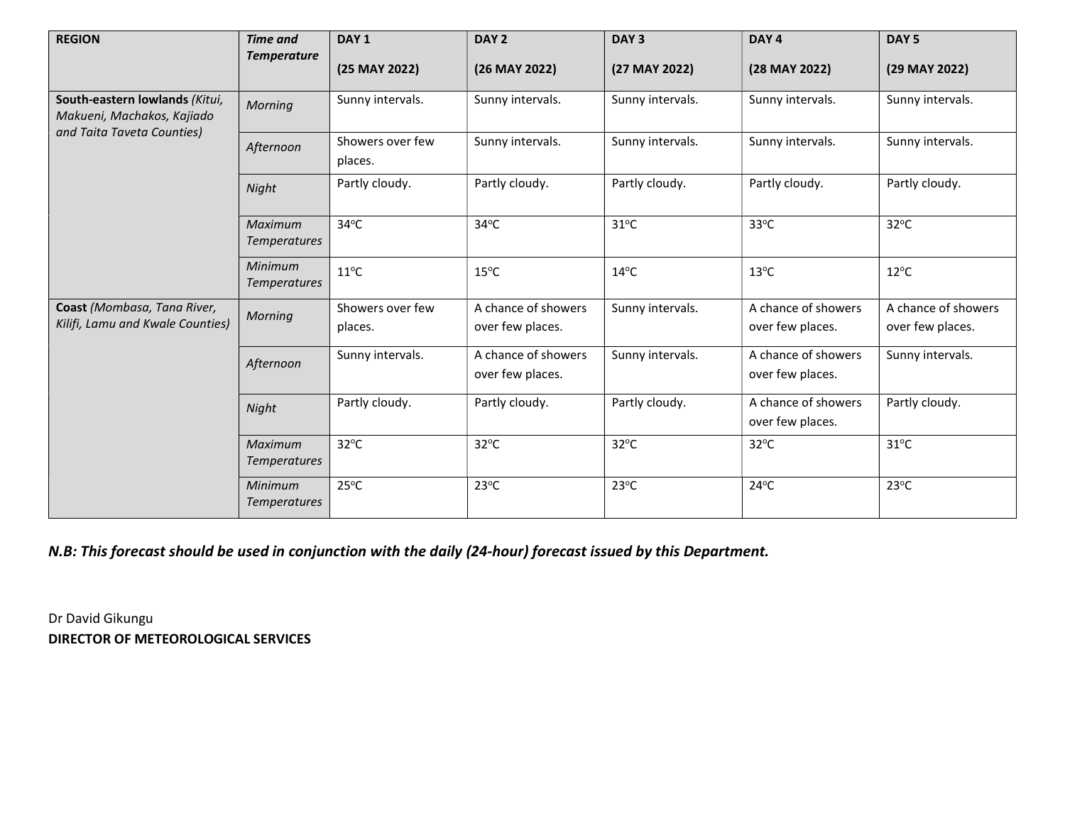| **REGION** | ***Time and Temperature*** | **DAY 1** **(25 MAY 2022)** | **DAY 2** **(26 MAY 2022)** | **DAY 3** **(27 MAY 2022)** | **DAY 4** **(28 MAY 2022)** | **DAY 5** **(29 MAY 2022)** |
|---|---|---|---|---|---|---|
| **South-eastern lowlands** *(Kitui, Makueni, Machakos, Kajiado and Taita Taveta Counties)* | *Morning* | Sunny intervals. | Sunny intervals. | Sunny intervals. | Sunny intervals. | Sunny intervals. |
| | *Afternoon* | Showers over few places. | Sunny intervals. | Sunny intervals. | Sunny intervals. | Sunny intervals. |
| | *Night* | Partly cloudy. | Partly cloudy. | Partly cloudy. | Partly cloudy. | Partly cloudy. |
| | *Maximum Temperatures* | 34°C | 34°C | 31°C | 33°C | 32°C |
| | *Minimum Temperatures* | 11°C | 15°C | 14°C | 13°C | 12°C |
| **Coast** *(Mombasa, Tana River, Kilifi, Lamu and Kwale Counties)* | *Morning* | Showers over few places. | A chance of showers over few places. | Sunny intervals. | A chance of showers over few places. | A chance of showers over few places. |
| | *Afternoon* | Sunny intervals. | A chance of showers over few places. | Sunny intervals. | A chance of showers over few places. | Sunny intervals. |
| | *Night* | Partly cloudy. | Partly cloudy. | Partly cloudy. | A chance of showers over few places. | Partly cloudy. |
| | *Maximum Temperatures* | 32°C | 32°C | 32°C | 32°C | 31°C |
| | *Minimum Temperatures* | 25°C | 23°C | 23°C | 24°C | 23°C |

***N.B: This forecast should be used in conjunction with the daily (24-hour) forecast issued by this Department.***

Dr David Gikungu
**DIRECTOR OF METEOROLOGICAL SERVICES**